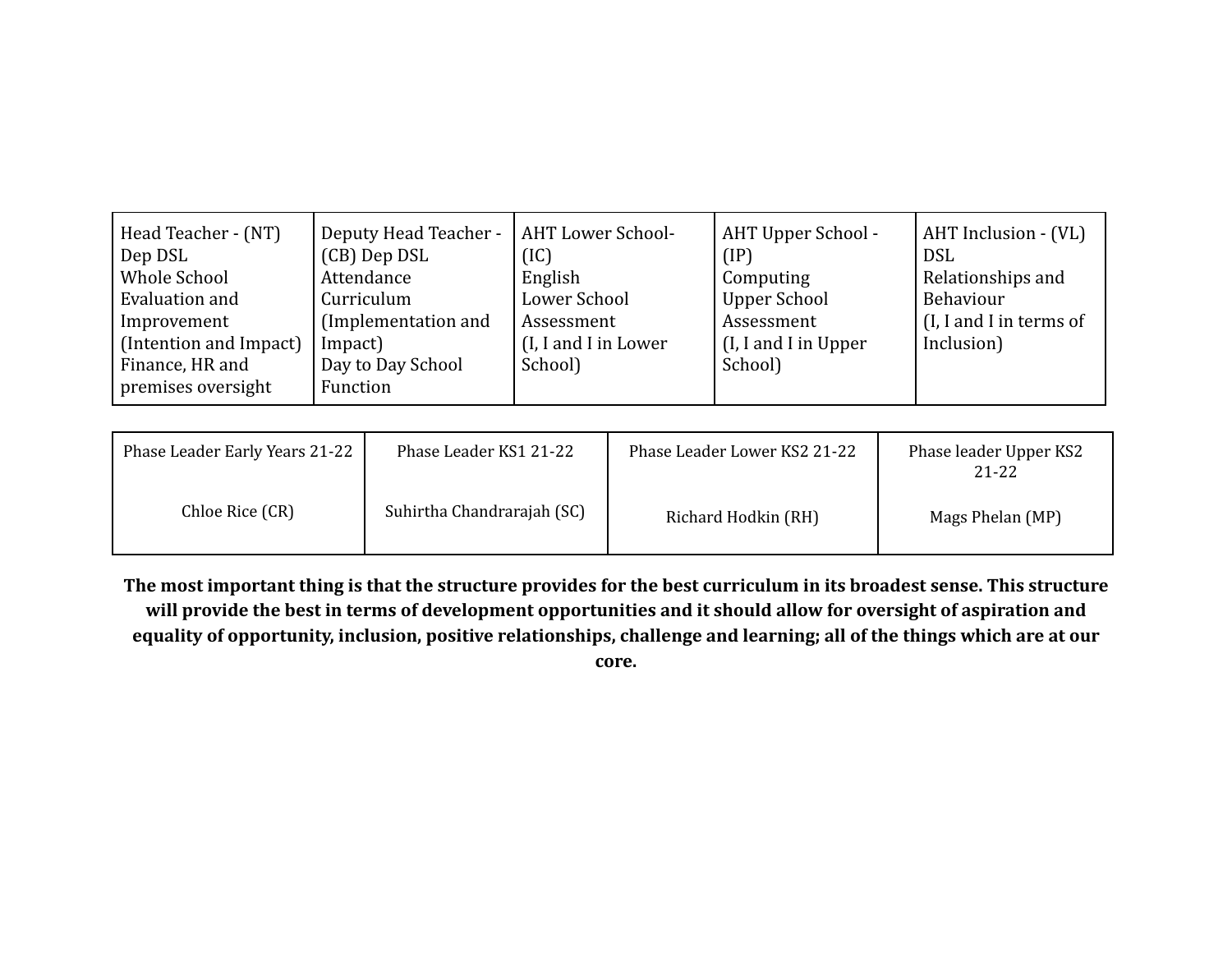| Head Teacher - (NT)<br>Dep DSL<br>Whole School Evaluation and Improvement (Intention and Impact)<br>Finance, HR and premises oversight | Deputy Head Teacher - (CB) Dep DSL<br>Attendance<br>Curriculum (Implementation and Impact)<br>Day to Day School Function | AHT Lower School- (IC)<br>English<br>Lower School Assessment<br>(I, I and I in Lower School) | AHT Upper School - (IP)<br>Computing<br>Upper School Assessment<br>(I, I and I in Upper School) | AHT Inclusion - (VL)<br>DSL<br>Relationships and Behaviour<br>(I, I and I in terms of Inclusion) |
|---|---|---|---|---|

| Phase Leader Early Years 21-22 | Phase Leader KS1 21-22 | Phase Leader Lower KS2 21-22 | Phase leader Upper KS2 21-22 |
|---|---|---|---|
| Chloe Rice (CR) | Suhirtha Chandrarajah (SC) | Richard Hodkin (RH) | Mags Phelan (MP) |

**The most important thing is that the structure provides for the best curriculum in its broadest sense. This structure will provide the best in terms of development opportunities and it should allow for oversight of aspiration and equality of opportunity, inclusion, positive relationships, challenge and learning; all of the things which are at our core.**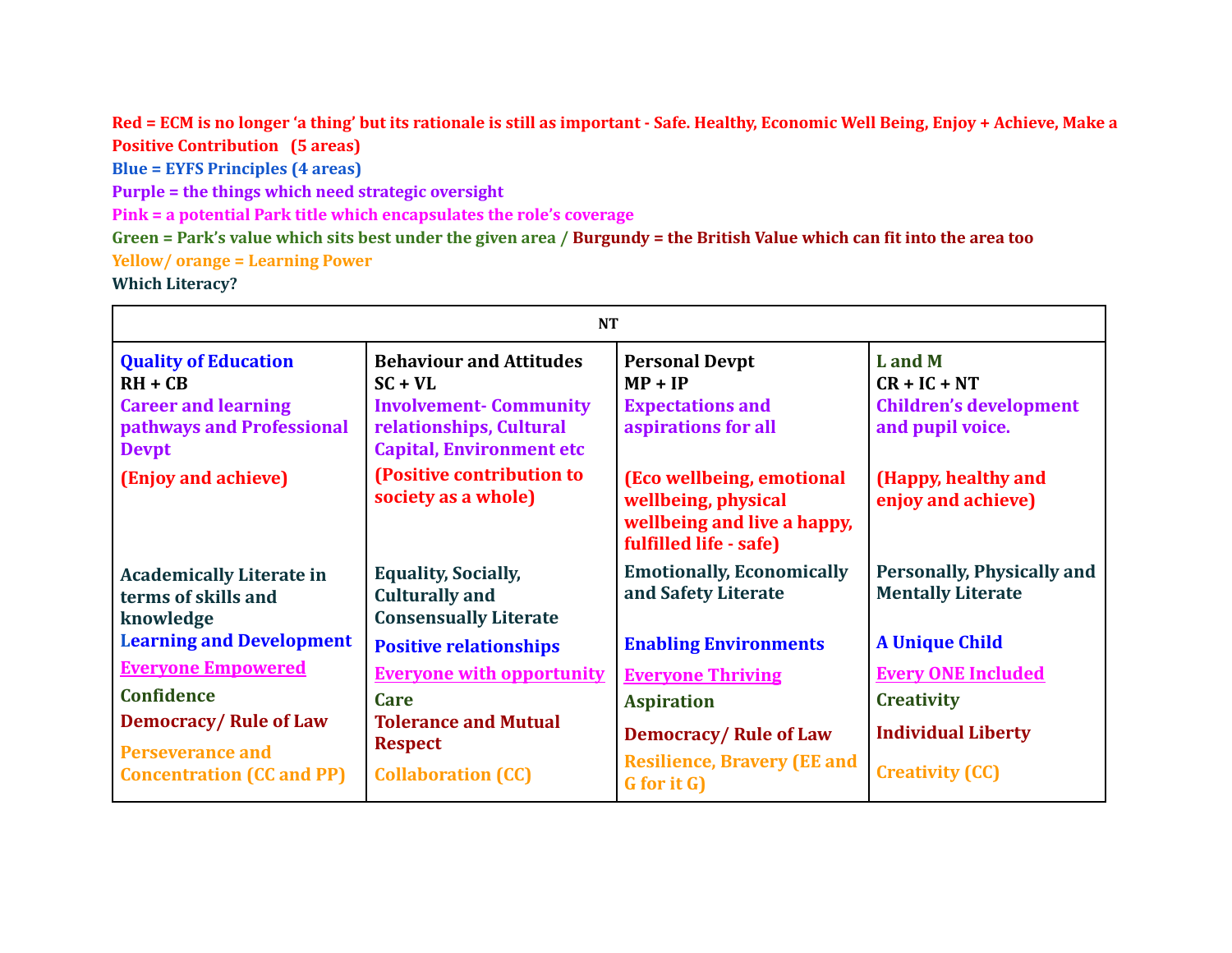**Red = ECM is no longer 'a thing' but its rationale is still as important - Safe. Healthy, Economic Well Being, Enjoy + Achieve, Make a Positive Contribution (5 areas)**
**Blue = EYFS Principles (4 areas)**
**Purple = the things which need strategic oversight**
**Pink = a potential Park title which encapsulates the role's coverage**
**Green = Park's value which sits best under the given area / Burgundy = the British Value which can fit into the area too**
**Yellow/ orange = Learning Power**
**Which Literacy?**

| NT | | | |
|---|---|---|---|
| **Quality of Education**<br>**RH + CB**<br>**Career and learning pathways and Professional Devpt**<br>**(Enjoy and achieve)**<br><br>**Academically Literate in terms of skills and knowledge**<br>**Learning and Development**<br>**<u>Everyone Empowered</u>**<br>**Confidence**<br>**Democracy/ Rule of Law**<br>**Perseverance and Concentration (CC and PP)** | **Behaviour and Attitudes**<br>**SC + VL**<br>**Involvement- Community relationships, Cultural Capital, Environment etc**<br>**(Positive contribution to society as a whole)**<br><br>**Equality, Socially, Culturally and Consensually Literate**<br>**Positive relationships**<br>**<u>Everyone with opportunity</u>**<br>**Care**<br>**Tolerance and Mutual Respect**<br>**Collaboration (CC)** | **Personal Devpt**<br>**MP + IP**<br>**Expectations and aspirations for all**<br>**(Eco wellbeing, emotional wellbeing, physical wellbeing and live a happy, fulfilled life - safe)**<br><br>**Emotionally, Economically and Safety Literate**<br>**Enabling Environments**<br>**<u>Everyone Thriving</u>**<br>**Aspiration**<br>**Democracy/ Rule of Law**<br>**Resilience, Bravery (EE and G for it G)** | **L and M**<br>**CR + IC + NT**<br>**Children's development and pupil voice.**<br>**(Happy, healthy and enjoy and achieve)**<br><br>**Personally, Physically and Mentally Literate**<br>**A Unique Child**<br>**<u>Every ONE Included</u>**<br>**Creativity**<br>**Individual Liberty**<br>**Creativity (CC)** |